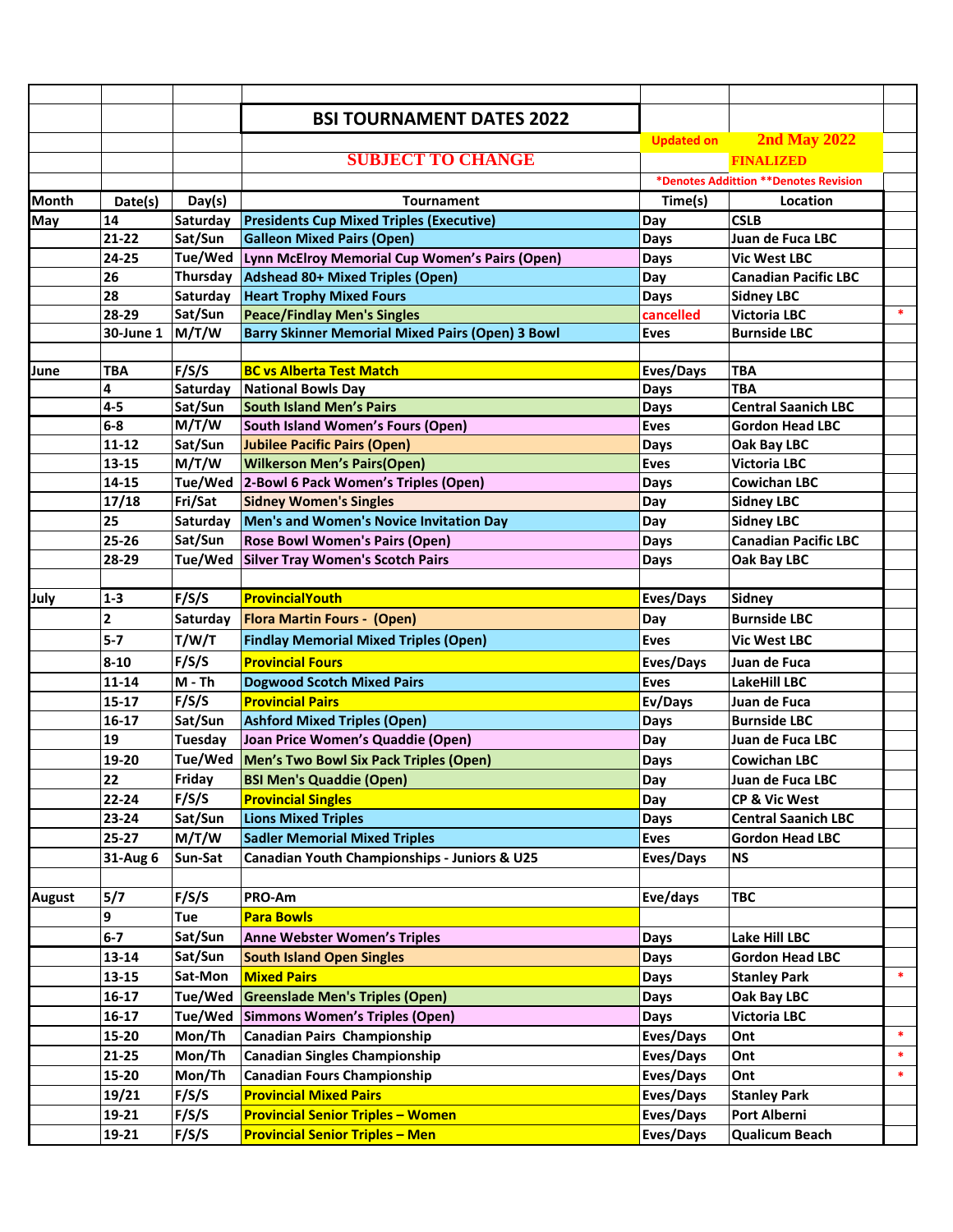# BSI TOURNAMENT DATES 2022

**SUBJECT TO CHANGE**

Updated on **2nd May 2022** **FINALIZED**

*Denotes Addittion **Denotes Revision

| Month | Date(s) | Day(s) | Tournament | Time(s) | Location | |
|---|---|---|---|---|---|---|
| May | 14 | Saturday | Presidents Cup Mixed Triples (Executive) | Day | CSLB | |
| | 21-22 | Sat/Sun | Galleon Mixed Pairs (Open) | Days | Juan de Fuca LBC | |
| | 24-25 | Tue/Wed | Lynn McElroy Memorial Cup Women's Pairs (Open) | Days | Vic West LBC | |
| | 26 | Thursday | Adshead 80+ Mixed Triples (Open) | Day | Canadian Pacific LBC | |
| | 28 | Saturday | Heart Trophy Mixed Fours | Days | Sidney LBC | |
| | 28-29 | Sat/Sun | Peace/Findlay Men's Singles | cancelled | Victoria LBC | * |
| | 30-June 1 | M/T/W | Barry Skinner Memorial Mixed Pairs (Open) 3 Bowl | Eves | Burnside LBC | |
| | | | | | | |
| June | TBA | F/S/S | BC vs Alberta Test Match | Eves/Days | TBA | |
| | 4 | Saturday | National Bowls Day | Days | TBA | |
| | 4-5 | Sat/Sun | South Island Men's Pairs | Days | Central Saanich LBC | |
| | 6-8 | M/T/W | South Island Women's Fours (Open) | Eves | Gordon Head LBC | |
| | 11-12 | Sat/Sun | Jubilee Pacific Pairs (Open) | Days | Oak Bay LBC | |
| | 13-15 | M/T/W | Wilkerson Men's Pairs(Open) | Eves | Victoria LBC | |
| | 14-15 | Tue/Wed | 2-Bowl 6 Pack Women's Triples (Open) | Days | Cowichan LBC | |
| | 17/18 | Fri/Sat | Sidney Women's Singles | Day | Sidney LBC | |
| | 25 | Saturday | Men's and Women's Novice Invitation Day | Day | Sidney LBC | |
| | 25-26 | Sat/Sun | Rose Bowl Women's Pairs (Open) | Days | Canadian Pacific LBC | |
| | 28-29 | Tue/Wed | Silver Tray Women's Scotch Pairs | Days | Oak Bay LBC | |
| | | | | | | |
| July | 1-3 | F/S/S | ProvincialYouth | Eves/Days | Sidney | |
| | 2 | Saturday | Flora Martin Fours - (Open) | Day | Burnside LBC | |
| | 5-7 | T/W/T | Findlay Memorial Mixed Triples (Open) | Eves | Vic West LBC | |
| | 8-10 | F/S/S | Provincial Fours | Eves/Days | Juan de Fuca | |
| | 11-14 | M - Th | Dogwood Scotch Mixed Pairs | Eves | LakeHill LBC | |
| | 15-17 | F/S/S | Provincial Pairs | Ev/Days | Juan de Fuca | |
| | 16-17 | Sat/Sun | Ashford Mixed Triples (Open) | Days | Burnside LBC | |
| | 19 | Tuesday | Joan Price Women's Quaddie (Open) | Day | Juan de Fuca LBC | |
| | 19-20 | Tue/Wed | Men's Two Bowl Six Pack Triples (Open) | Days | Cowichan LBC | |
| | 22 | Friday | BSI Men's Quaddie (Open) | Day | Juan de Fuca LBC | |
| | 22-24 | F/S/S | Provincial Singles | Day | CP & Vic West | |
| | 23-24 | Sat/Sun | Lions Mixed Triples | Days | Central Saanich LBC | |
| | 25-27 | M/T/W | Sadler Memorial Mixed Triples | Eves | Gordon Head LBC | |
| | 31-Aug 6 | Sun-Sat | Canadian Youth Championships - Juniors & U25 | Eves/Days | NS | |
| | | | | | | |
| August | 5/7 | F/S/S | PRO-Am | Eve/days | TBC | |
| | 9 | Tue | Para Bowls | | | |
| | 6-7 | Sat/Sun | Anne Webster Women's Triples | Days | Lake Hill LBC | |
| | 13-14 | Sat/Sun | South Island Open Singles | Days | Gordon Head LBC | |
| | 13-15 | Sat-Mon | Mixed Pairs | Days | Stanley Park | * |
| | 16-17 | Tue/Wed | Greenslade Men's Triples (Open) | Days | Oak Bay LBC | |
| | 16-17 | Tue/Wed | Simmons Women's Triples (Open) | Days | Victoria LBC | |
| | 15-20 | Mon/Th | Canadian Pairs Championship | Eves/Days | Ont | * |
| | 21-25 | Mon/Th | Canadian Singles Championship | Eves/Days | Ont | * |
| | 15-20 | Mon/Th | Canadian Fours Championship | Eves/Days | Ont | * |
| | 19/21 | F/S/S | Provincial Mixed Pairs | Eves/Days | Stanley Park | |
| | 19-21 | F/S/S | Provincial Senior Triples – Women | Eves/Days | Port Alberni | |
| | 19-21 | F/S/S | Provincial Senior Triples – Men | Eves/Days | Qualicum Beach | |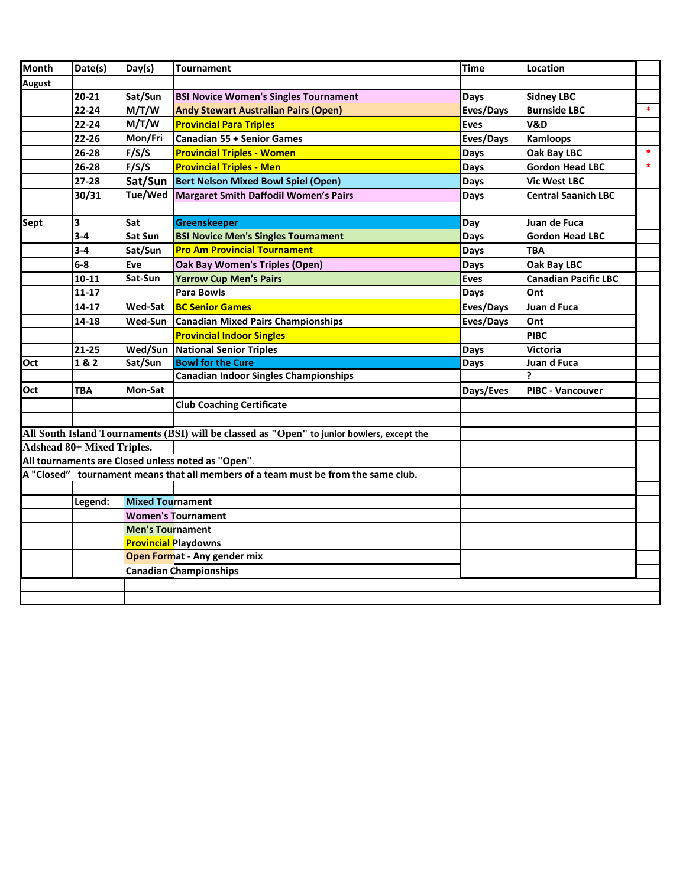| Month | Date(s) | Day(s) | Tournament | Time | Location | |
|---|---|---|---|---|---|---|
| August | | | | | | |
| | 20-21 | Sat/Sun | BSI Novice Women's Singles Tournament | Days | Sidney LBC | |
| | 22-24 | M/T/W | Andy Stewart Australian Pairs (Open) | Eves/Days | Burnside LBC | * |
| | 22-24 | M/T/W | Provincial Para Triples | Eves | V&D | |
| | 22-26 | Mon/Fri | Canadian 55 + Senior Games | Eves/Days | Kamloops | |
| | 26-28 | F/S/S | Provincial Triples - Women | Days | Oak Bay LBC | * |
| | 26-28 | F/S/S | Provincial Triples - Men | Days | Gordon Head LBC | * |
| | 27-28 | Sat/Sun | Bert Nelson Mixed Bowl Spiel (Open) | Days | Vic West LBC | |
| | 30/31 | Tue/Wed | Margaret Smith Daffodil Women's Pairs | Days | Central Saanich LBC | |
| | | | | | | |
| Sept | 3 | Sat | Greenskeeper | Day | Juan de Fuca | |
| | 3-4 | Sat Sun | BSI Novice Men's Singles Tournament | Days | Gordon Head LBC | |
| | 3-4 | Sat/Sun | Pro Am Provincial Tournament | Days | TBA | |
| | 6-8 | Eve | Oak Bay Women's Triples (Open) | Days | Oak Bay LBC | |
| | 10-11 | Sat-Sun | Yarrow Cup Men's Pairs | Eves | Canadian Pacific LBC | |
| | 11-17 | | Para Bowls | Days | Ont | |
| | 14-17 | Wed-Sat | BC Senior Games | Eves/Days | Juan d Fuca | |
| | 14-18 | Wed-Sun | Canadian Mixed Pairs Championships | Eves/Days | Ont | |
| | | | Provincial Indoor Singles | | PIBC | |
| | 21-25 | Wed/Sun | National Senior Triples | Days | Victoria | |
| Oct | 1 & 2 | Sat/Sun | Bowl for the Cure | Days | Juan d Fuca | |
| | | | Canadian Indoor Singles Championships | | ? | |
| Oct | TBA | Mon-Sat | | Days/Eves | PIBC - Vancouver | |
| | | | Club Coaching Certificate | | | |

All South Island Tournaments (BSI) will be classed as "Open" to junior bowlers, except the Adshead 80+ Mixed Triples.

All tournaments are Closed unless noted as "Open".

A "Closed" tournament means that all members of a team must be from the same club.

Legend:
- Mixed Tournament
- Women's Tournament
- Men's Tournament
- Provincial Playdowns
- Open Format - Any gender mix
- Canadian Championships